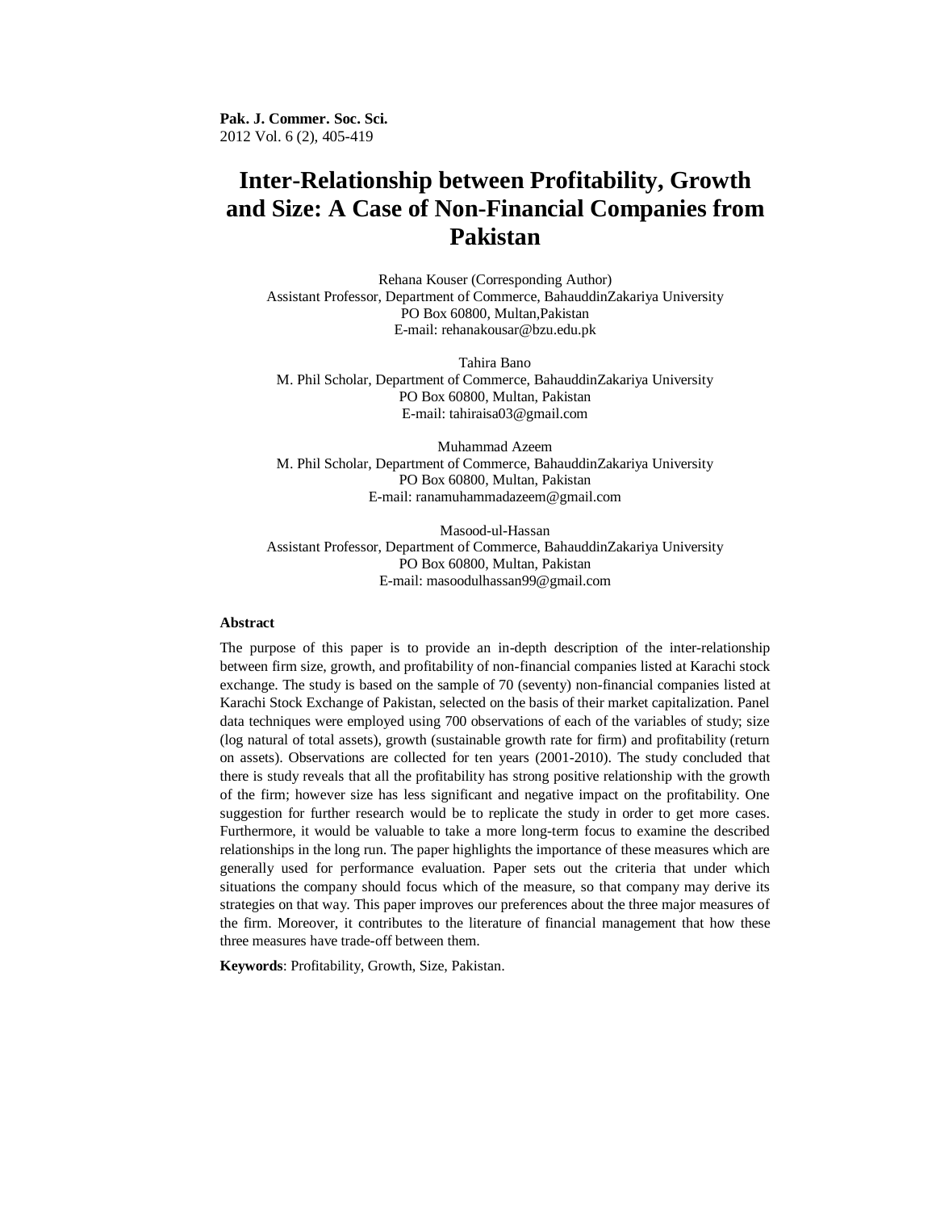# Inter-Relationship between Profitability, Growth and Size: A Case of Non-Financial Companies from Pakistan

Rehana Kouser (Corresponding Author)
Assistant Professor, Department of Commerce, BahauddinZakariya University
PO Box 60800, Multan,Pakistan
E-mail: rehanakousar@bzu.edu.pk

Tahira Bano
M. Phil Scholar, Department of Commerce, BahauddinZakariya University
PO Box 60800, Multan, Pakistan
E-mail: tahiraisa03@gmail.com

Muhammad Azeem
M. Phil Scholar, Department of Commerce, BahauddinZakariya University
PO Box 60800, Multan, Pakistan
E-mail: ranamuhammadazeem@gmail.com

Masood-ul-Hassan
Assistant Professor, Department of Commerce, BahauddinZakariya University
PO Box 60800, Multan, Pakistan
E-mail: masoodulhassan99@gmail.com

**Abstract**

The purpose of this paper is to provide an in-depth description of the inter-relationship between firm size, growth, and profitability of non-financial companies listed at Karachi stock exchange. The study is based on the sample of 70 (seventy) non-financial companies listed at Karachi Stock Exchange of Pakistan, selected on the basis of their market capitalization. Panel data techniques were employed using 700 observations of each of the variables of study; size (log natural of total assets), growth (sustainable growth rate for firm) and profitability (return on assets). Observations are collected for ten years (2001-2010). The study concluded that there is study reveals that all the profitability has strong positive relationship with the growth of the firm; however size has less significant and negative impact on the profitability. One suggestion for further research would be to replicate the study in order to get more cases. Furthermore, it would be valuable to take a more long-term focus to examine the described relationships in the long run. The paper highlights the importance of these measures which are generally used for performance evaluation. Paper sets out the criteria that under which situations the company should focus which of the measure, so that company may derive its strategies on that way. This paper improves our preferences about the three major measures of the firm. Moreover, it contributes to the literature of financial management that how these three measures have trade-off between them.

**Keywords**: Profitability, Growth, Size, Pakistan.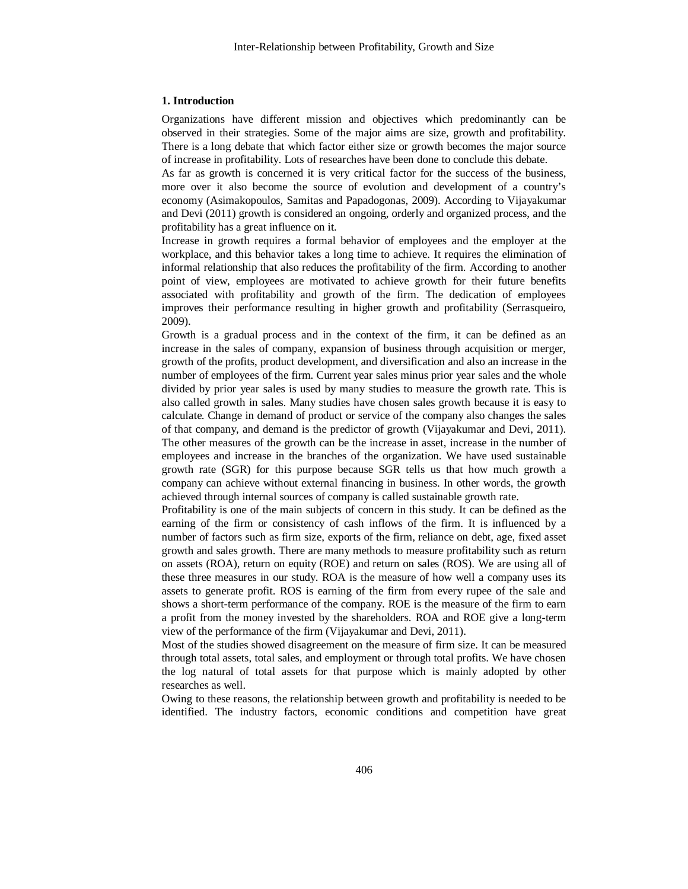## 1. Introduction

Organizations have different mission and objectives which predominantly can be observed in their strategies. Some of the major aims are size, growth and profitability. There is a long debate that which factor either size or growth becomes the major source of increase in profitability. Lots of researches have been done to conclude this debate.

As far as growth is concerned it is very critical factor for the success of the business, more over it also become the source of evolution and development of a country's economy (Asimakopoulos, Samitas and Papadogonas, 2009). According to Vijayakumar and Devi (2011) growth is considered an ongoing, orderly and organized process, and the profitability has a great influence on it.

Increase in growth requires a formal behavior of employees and the employer at the workplace, and this behavior takes a long time to achieve. It requires the elimination of informal relationship that also reduces the profitability of the firm. According to another point of view, employees are motivated to achieve growth for their future benefits associated with profitability and growth of the firm. The dedication of employees improves their performance resulting in higher growth and profitability (Serrasqueiro, 2009).

Growth is a gradual process and in the context of the firm, it can be defined as an increase in the sales of company, expansion of business through acquisition or merger, growth of the profits, product development, and diversification and also an increase in the number of employees of the firm. Current year sales minus prior year sales and the whole divided by prior year sales is used by many studies to measure the growth rate. This is also called growth in sales. Many studies have chosen sales growth because it is easy to calculate. Change in demand of product or service of the company also changes the sales of that company, and demand is the predictor of growth (Vijayakumar and Devi, 2011). The other measures of the growth can be the increase in asset, increase in the number of employees and increase in the branches of the organization. We have used sustainable growth rate (SGR) for this purpose because SGR tells us that how much growth a company can achieve without external financing in business. In other words, the growth achieved through internal sources of company is called sustainable growth rate.

Profitability is one of the main subjects of concern in this study. It can be defined as the earning of the firm or consistency of cash inflows of the firm. It is influenced by a number of factors such as firm size, exports of the firm, reliance on debt, age, fixed asset growth and sales growth. There are many methods to measure profitability such as return on assets (ROA), return on equity (ROE) and return on sales (ROS). We are using all of these three measures in our study. ROA is the measure of how well a company uses its assets to generate profit. ROS is earning of the firm from every rupee of the sale and shows a short-term performance of the company. ROE is the measure of the firm to earn a profit from the money invested by the shareholders. ROA and ROE give a long-term view of the performance of the firm (Vijayakumar and Devi, 2011).

Most of the studies showed disagreement on the measure of firm size. It can be measured through total assets, total sales, and employment or through total profits. We have chosen the log natural of total assets for that purpose which is mainly adopted by other researches as well.

Owing to these reasons, the relationship between growth and profitability is needed to be identified. The industry factors, economic conditions and competition have great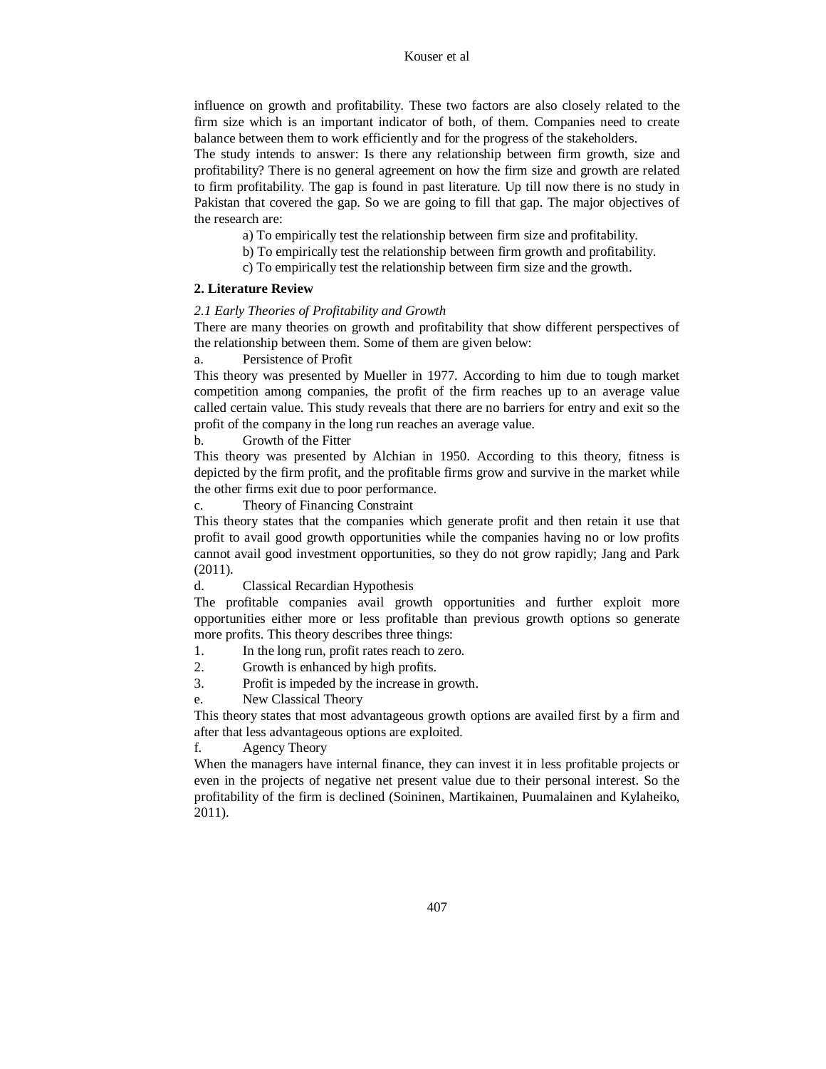influence on growth and profitability. These two factors are also closely related to the firm size which is an important indicator of both, of them. Companies need to create balance between them to work efficiently and for the progress of the stakeholders.

The study intends to answer: Is there any relationship between firm growth, size and profitability? There is no general agreement on how the firm size and growth are related to firm profitability. The gap is found in past literature. Up till now there is no study in Pakistan that covered the gap. So we are going to fill that gap. The major objectives of the research are:

a) To empirically test the relationship between firm size and profitability.

b) To empirically test the relationship between firm growth and profitability.

c) To empirically test the relationship between firm size and the growth.

## 2. Literature Review

### *2.1 Early Theories of Profitability and Growth*

There are many theories on growth and profitability that show different perspectives of the relationship between them. Some of them are given below:

a. Persistence of Profit

This theory was presented by Mueller in 1977. According to him due to tough market competition among companies, the profit of the firm reaches up to an average value called certain value. This study reveals that there are no barriers for entry and exit so the profit of the company in the long run reaches an average value.

b. Growth of the Fitter

This theory was presented by Alchian in 1950. According to this theory, fitness is depicted by the firm profit, and the profitable firms grow and survive in the market while the other firms exit due to poor performance.

c. Theory of Financing Constraint

This theory states that the companies which generate profit and then retain it use that profit to avail good growth opportunities while the companies having no or low profits cannot avail good investment opportunities, so they do not grow rapidly; Jang and Park (2011).

d. Classical Recardian Hypothesis

The profitable companies avail growth opportunities and further exploit more opportunities either more or less profitable than previous growth options so generate more profits. This theory describes three things:

1. In the long run, profit rates reach to zero.
2. Growth is enhanced by high profits.
3. Profit is impeded by the increase in growth.

e. New Classical Theory

This theory states that most advantageous growth options are availed first by a firm and after that less advantageous options are exploited.

f. Agency Theory

When the managers have internal finance, they can invest it in less profitable projects or even in the projects of negative net present value due to their personal interest. So the profitability of the firm is declined (Soininen, Martikainen, Puumalainen and Kylaheiko, 2011).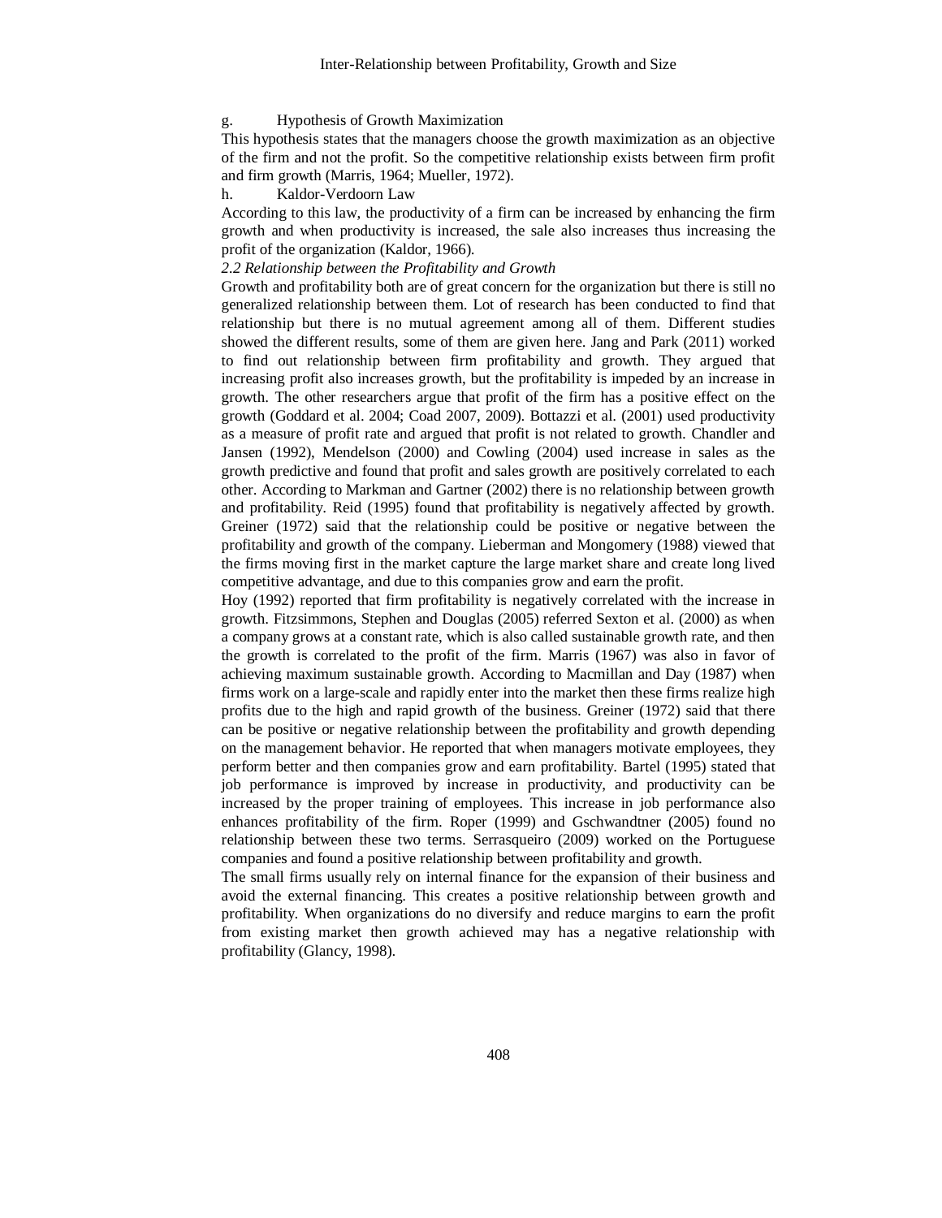g. Hypothesis of Growth Maximization

This hypothesis states that the managers choose the growth maximization as an objective of the firm and not the profit. So the competitive relationship exists between firm profit and firm growth (Marris, 1964; Mueller, 1972).

h. Kaldor-Verdoorn Law

According to this law, the productivity of a firm can be increased by enhancing the firm growth and when productivity is increased, the sale also increases thus increasing the profit of the organization (Kaldor, 1966).

*2.2 Relationship between the Profitability and Growth*

Growth and profitability both are of great concern for the organization but there is still no generalized relationship between them. Lot of research has been conducted to find that relationship but there is no mutual agreement among all of them. Different studies showed the different results, some of them are given here. Jang and Park (2011) worked to find out relationship between firm profitability and growth. They argued that increasing profit also increases growth, but the profitability is impeded by an increase in growth. The other researchers argue that profit of the firm has a positive effect on the growth (Goddard et al. 2004; Coad 2007, 2009). Bottazzi et al. (2001) used productivity as a measure of profit rate and argued that profit is not related to growth. Chandler and Jansen (1992), Mendelson (2000) and Cowling (2004) used increase in sales as the growth predictive and found that profit and sales growth are positively correlated to each other. According to Markman and Gartner (2002) there is no relationship between growth and profitability. Reid (1995) found that profitability is negatively affected by growth. Greiner (1972) said that the relationship could be positive or negative between the profitability and growth of the company. Lieberman and Mongomery (1988) viewed that the firms moving first in the market capture the large market share and create long lived competitive advantage, and due to this companies grow and earn the profit.

Hoy (1992) reported that firm profitability is negatively correlated with the increase in growth. Fitzsimmons, Stephen and Douglas (2005) referred Sexton et al. (2000) as when a company grows at a constant rate, which is also called sustainable growth rate, and then the growth is correlated to the profit of the firm. Marris (1967) was also in favor of achieving maximum sustainable growth. According to Macmillan and Day (1987) when firms work on a large-scale and rapidly enter into the market then these firms realize high profits due to the high and rapid growth of the business. Greiner (1972) said that there can be positive or negative relationship between the profitability and growth depending on the management behavior. He reported that when managers motivate employees, they perform better and then companies grow and earn profitability. Bartel (1995) stated that job performance is improved by increase in productivity, and productivity can be increased by the proper training of employees. This increase in job performance also enhances profitability of the firm. Roper (1999) and Gschwandtner (2005) found no relationship between these two terms. Serrasqueiro (2009) worked on the Portuguese companies and found a positive relationship between profitability and growth.

The small firms usually rely on internal finance for the expansion of their business and avoid the external financing. This creates a positive relationship between growth and profitability. When organizations do no diversify and reduce margins to earn the profit from existing market then growth achieved may has a negative relationship with profitability (Glancy, 1998).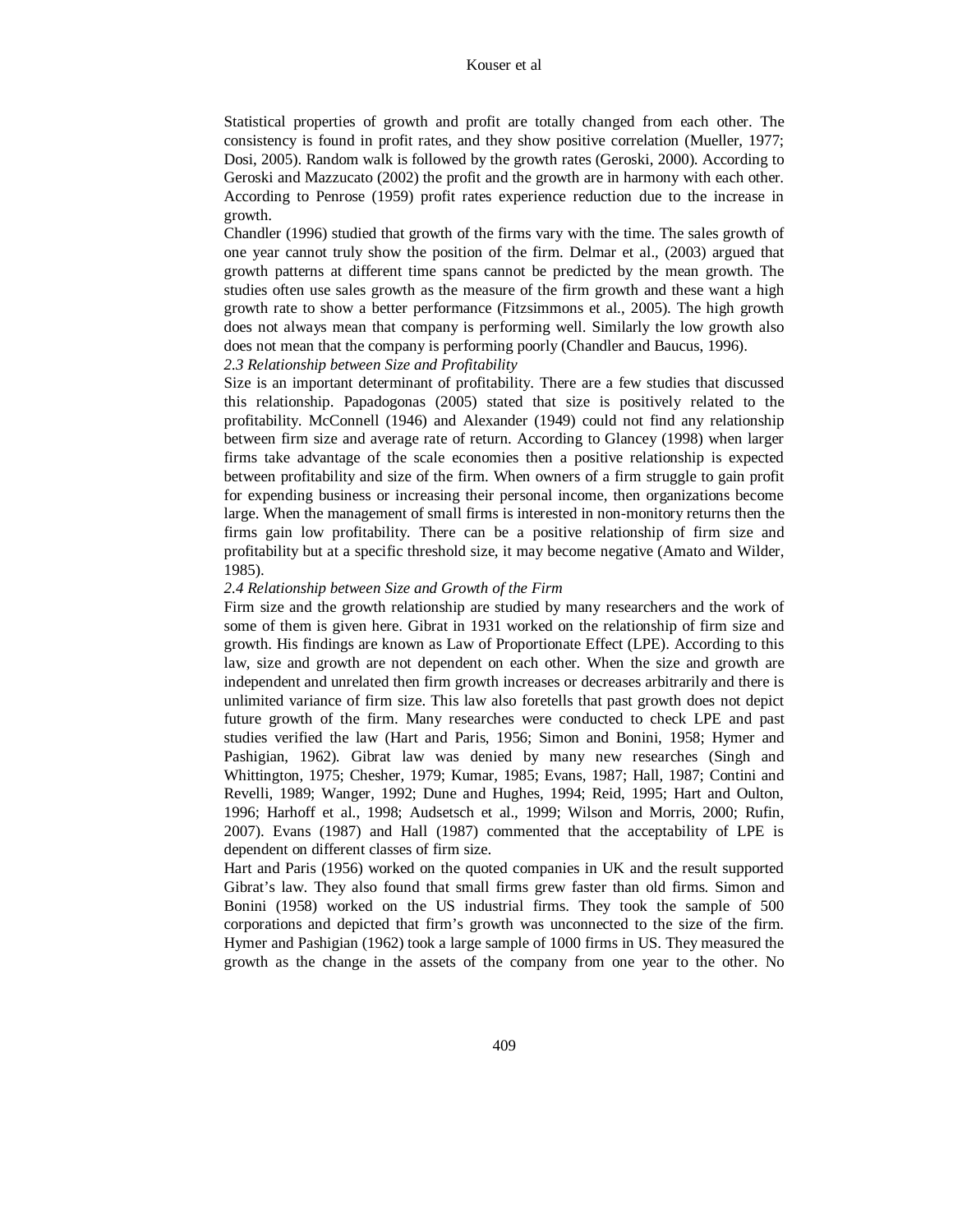Statistical properties of growth and profit are totally changed from each other. The consistency is found in profit rates, and they show positive correlation (Mueller, 1977; Dosi, 2005). Random walk is followed by the growth rates (Geroski, 2000). According to Geroski and Mazzucato (2002) the profit and the growth are in harmony with each other. According to Penrose (1959) profit rates experience reduction due to the increase in growth.

Chandler (1996) studied that growth of the firms vary with the time. The sales growth of one year cannot truly show the position of the firm. Delmar et al., (2003) argued that growth patterns at different time spans cannot be predicted by the mean growth. The studies often use sales growth as the measure of the firm growth and these want a high growth rate to show a better performance (Fitzsimmons et al., 2005). The high growth does not always mean that company is performing well. Similarly the low growth also does not mean that the company is performing poorly (Chandler and Baucus, 1996).

*2.3 Relationship between Size and Profitability*

Size is an important determinant of profitability. There are a few studies that discussed this relationship. Papadogonas (2005) stated that size is positively related to the profitability. McConnell (1946) and Alexander (1949) could not find any relationship between firm size and average rate of return. According to Glancey (1998) when larger firms take advantage of the scale economies then a positive relationship is expected between profitability and size of the firm. When owners of a firm struggle to gain profit for expending business or increasing their personal income, then organizations become large. When the management of small firms is interested in non-monitory returns then the firms gain low profitability. There can be a positive relationship of firm size and profitability but at a specific threshold size, it may become negative (Amato and Wilder, 1985).

*2.4 Relationship between Size and Growth of the Firm*

Firm size and the growth relationship are studied by many researchers and the work of some of them is given here. Gibrat in 1931 worked on the relationship of firm size and growth. His findings are known as Law of Proportionate Effect (LPE). According to this law, size and growth are not dependent on each other. When the size and growth are independent and unrelated then firm growth increases or decreases arbitrarily and there is unlimited variance of firm size. This law also foretells that past growth does not depict future growth of the firm. Many researches were conducted to check LPE and past studies verified the law (Hart and Paris, 1956; Simon and Bonini, 1958; Hymer and Pashigian, 1962). Gibrat law was denied by many new researches (Singh and Whittington, 1975; Chesher, 1979; Kumar, 1985; Evans, 1987; Hall, 1987; Contini and Revelli, 1989; Wanger, 1992; Dune and Hughes, 1994; Reid, 1995; Hart and Oulton, 1996; Harhoff et al., 1998; Audsetsch et al., 1999; Wilson and Morris, 2000; Rufin, 2007). Evans (1987) and Hall (1987) commented that the acceptability of LPE is dependent on different classes of firm size.

Hart and Paris (1956) worked on the quoted companies in UK and the result supported Gibrat's law. They also found that small firms grew faster than old firms. Simon and Bonini (1958) worked on the US industrial firms. They took the sample of 500 corporations and depicted that firm's growth was unconnected to the size of the firm. Hymer and Pashigian (1962) took a large sample of 1000 firms in US. They measured the growth as the change in the assets of the company from one year to the other. No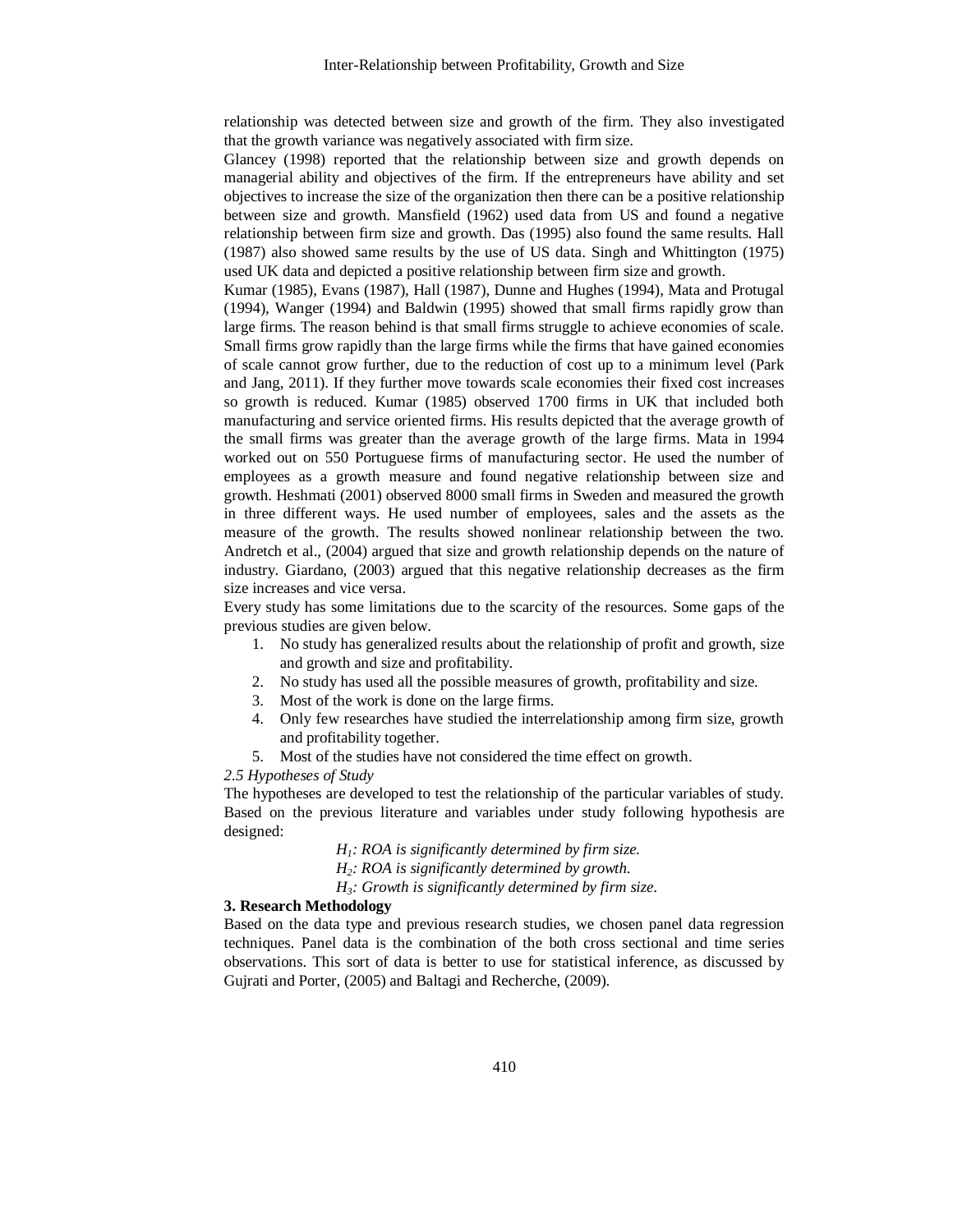relationship was detected between size and growth of the firm. They also investigated that the growth variance was negatively associated with firm size.

Glancey (1998) reported that the relationship between size and growth depends on managerial ability and objectives of the firm. If the entrepreneurs have ability and set objectives to increase the size of the organization then there can be a positive relationship between size and growth. Mansfield (1962) used data from US and found a negative relationship between firm size and growth. Das (1995) also found the same results. Hall (1987) also showed same results by the use of US data. Singh and Whittington (1975) used UK data and depicted a positive relationship between firm size and growth.

Kumar (1985), Evans (1987), Hall (1987), Dunne and Hughes (1994), Mata and Protugal (1994), Wanger (1994) and Baldwin (1995) showed that small firms rapidly grow than large firms. The reason behind is that small firms struggle to achieve economies of scale. Small firms grow rapidly than the large firms while the firms that have gained economies of scale cannot grow further, due to the reduction of cost up to a minimum level (Park and Jang, 2011). If they further move towards scale economies their fixed cost increases so growth is reduced. Kumar (1985) observed 1700 firms in UK that included both manufacturing and service oriented firms. His results depicted that the average growth of the small firms was greater than the average growth of the large firms. Mata in 1994 worked out on 550 Portuguese firms of manufacturing sector. He used the number of employees as a growth measure and found negative relationship between size and growth. Heshmati (2001) observed 8000 small firms in Sweden and measured the growth in three different ways. He used number of employees, sales and the assets as the measure of the growth. The results showed nonlinear relationship between the two. Andretch et al., (2004) argued that size and growth relationship depends on the nature of industry. Giardano, (2003) argued that this negative relationship decreases as the firm size increases and vice versa.

Every study has some limitations due to the scarcity of the resources. Some gaps of the previous studies are given below.

1. No study has generalized results about the relationship of profit and growth, size and growth and size and profitability.
2. No study has used all the possible measures of growth, profitability and size.
3. Most of the work is done on the large firms.
4. Only few researches have studied the interrelationship among firm size, growth and profitability together.
5. Most of the studies have not considered the time effect on growth.

### *2.5 Hypotheses of Study*

The hypotheses are developed to test the relationship of the particular variables of study. Based on the previous literature and variables under study following hypothesis are designed:

*$H_1$: ROA is significantly determined by firm size.*

*$H_2$: ROA is significantly determined by growth.*

*$H_3$: Growth is significantly determined by firm size.*

## 3. Research Methodology

Based on the data type and previous research studies, we chosen panel data regression techniques. Panel data is the combination of the both cross sectional and time series observations. This sort of data is better to use for statistical inference, as discussed by Gujrati and Porter, (2005) and Baltagi and Recherche, (2009).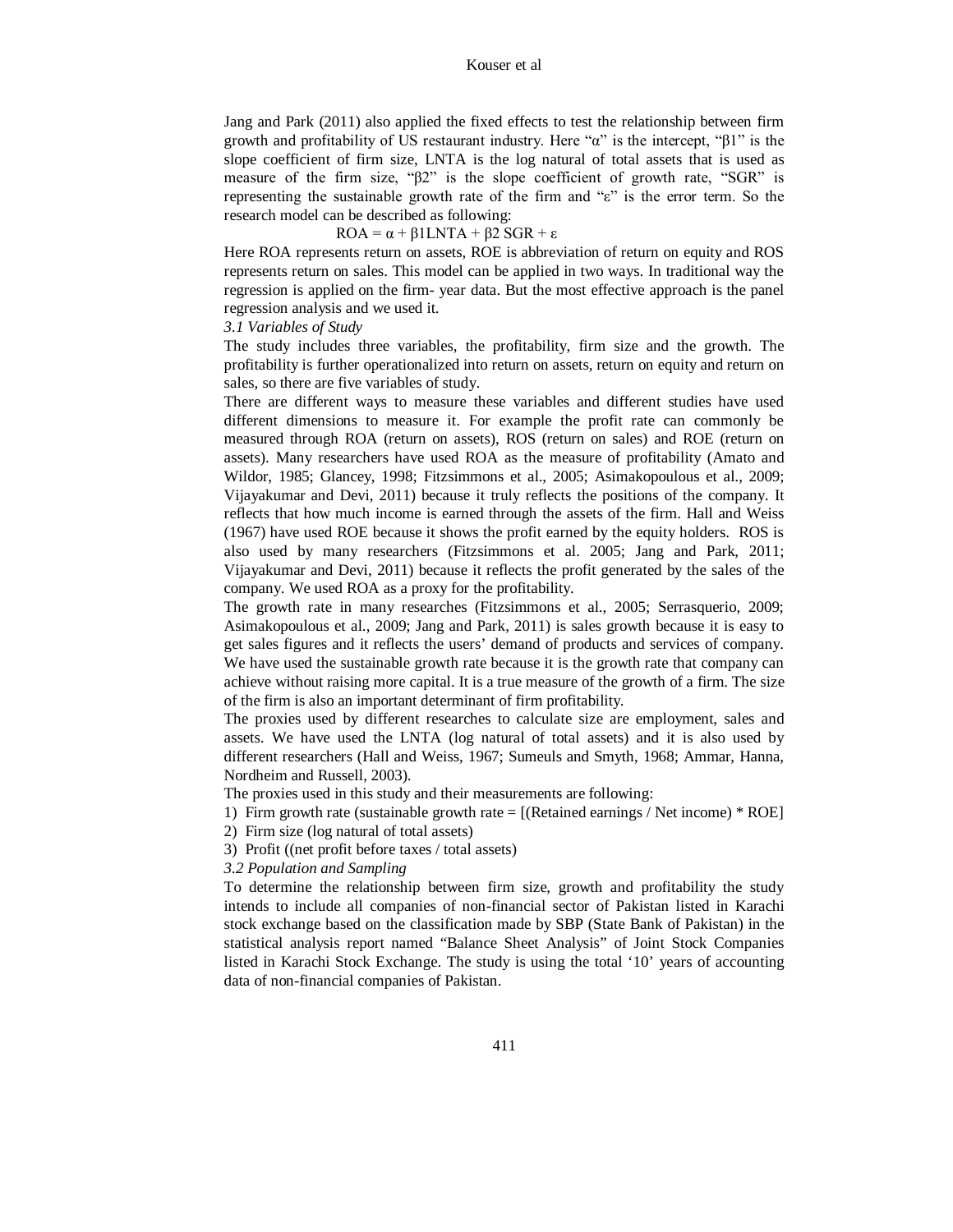Jang and Park (2011) also applied the fixed effects to test the relationship between firm growth and profitability of US restaurant industry. Here "$\alpha$" is the intercept, "$\beta1$" is the slope coefficient of firm size, LNTA is the log natural of total assets that is used as measure of the firm size, "$\beta2$" is the slope coefficient of growth rate, "SGR" is representing the sustainable growth rate of the firm and "$\varepsilon$" is the error term. So the research model can be described as following:

$$ROA = \alpha + \beta1 LNTA + \beta2\ SGR + \varepsilon$$

Here ROA represents return on assets, ROE is abbreviation of return on equity and ROS represents return on sales. This model can be applied in two ways. In traditional way the regression is applied on the firm- year data. But the most effective approach is the panel regression analysis and we used it.

*3.1 Variables of Study*

The study includes three variables, the profitability, firm size and the growth. The profitability is further operationalized into return on assets, return on equity and return on sales, so there are five variables of study.

There are different ways to measure these variables and different studies have used different dimensions to measure it. For example the profit rate can commonly be measured through ROA (return on assets), ROS (return on sales) and ROE (return on assets). Many researchers have used ROA as the measure of profitability (Amato and Wildor, 1985; Glancey, 1998; Fitzsimmons et al., 2005; Asimakopoulous et al., 2009; Vijayakumar and Devi, 2011) because it truly reflects the positions of the company. It reflects that how much income is earned through the assets of the firm. Hall and Weiss (1967) have used ROE because it shows the profit earned by the equity holders. ROS is also used by many researchers (Fitzsimmons et al. 2005; Jang and Park, 2011; Vijayakumar and Devi, 2011) because it reflects the profit generated by the sales of the company. We used ROA as a proxy for the profitability.

The growth rate in many researches (Fitzsimmons et al., 2005; Serrasquerio, 2009; Asimakopoulous et al., 2009; Jang and Park, 2011) is sales growth because it is easy to get sales figures and it reflects the users' demand of products and services of company. We have used the sustainable growth rate because it is the growth rate that company can achieve without raising more capital. It is a true measure of the growth of a firm. The size of the firm is also an important determinant of firm profitability.

The proxies used by different researches to calculate size are employment, sales and assets. We have used the LNTA (log natural of total assets) and it is also used by different researchers (Hall and Weiss, 1967; Sumeuls and Smyth, 1968; Ammar, Hanna, Nordheim and Russell, 2003).

The proxies used in this study and their measurements are following:

1) Firm growth rate (sustainable growth rate = [(Retained earnings / Net income) * ROE]
2) Firm size (log natural of total assets)
3) Profit ((net profit before taxes / total assets)

*3.2 Population and Sampling*

To determine the relationship between firm size, growth and profitability the study intends to include all companies of non-financial sector of Pakistan listed in Karachi stock exchange based on the classification made by SBP (State Bank of Pakistan) in the statistical analysis report named "Balance Sheet Analysis" of Joint Stock Companies listed in Karachi Stock Exchange. The study is using the total '10' years of accounting data of non-financial companies of Pakistan.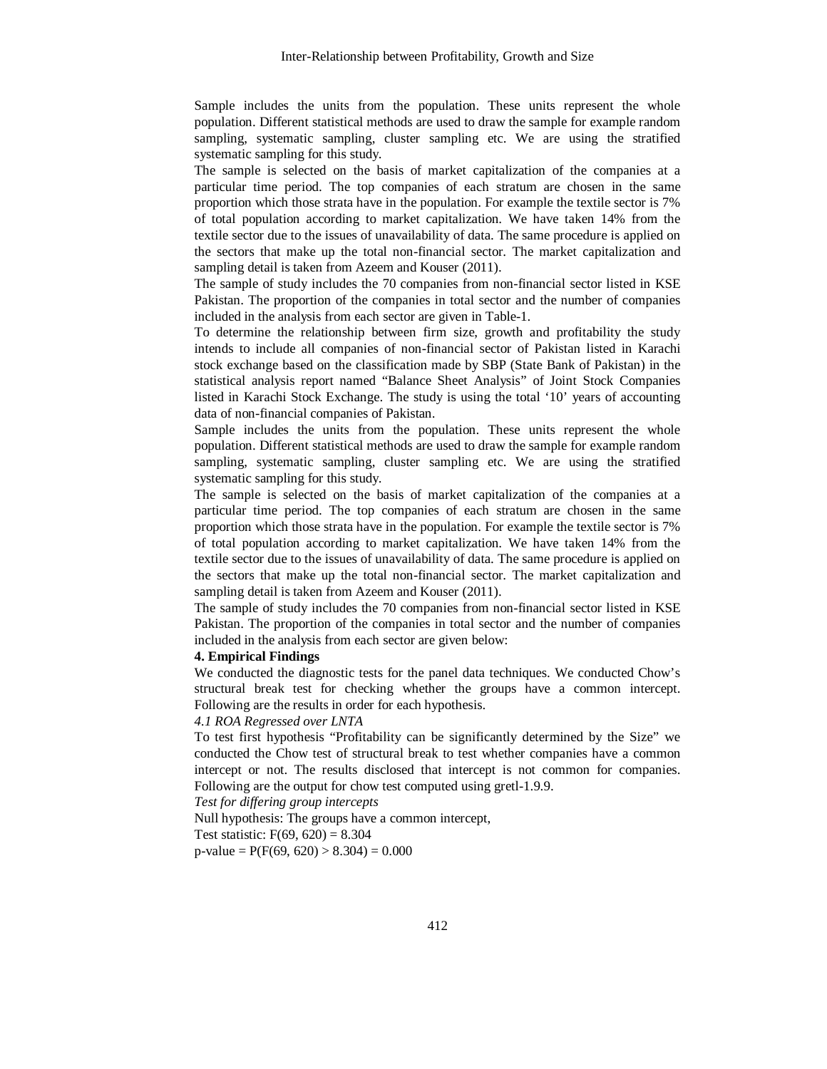Sample includes the units from the population. These units represent the whole population. Different statistical methods are used to draw the sample for example random sampling, systematic sampling, cluster sampling etc. We are using the stratified systematic sampling for this study.

The sample is selected on the basis of market capitalization of the companies at a particular time period. The top companies of each stratum are chosen in the same proportion which those strata have in the population. For example the textile sector is 7% of total population according to market capitalization. We have taken 14% from the textile sector due to the issues of unavailability of data. The same procedure is applied on the sectors that make up the total non-financial sector. The market capitalization and sampling detail is taken from Azeem and Kouser (2011).

The sample of study includes the 70 companies from non-financial sector listed in KSE Pakistan. The proportion of the companies in total sector and the number of companies included in the analysis from each sector are given in Table-1.

To determine the relationship between firm size, growth and profitability the study intends to include all companies of non-financial sector of Pakistan listed in Karachi stock exchange based on the classification made by SBP (State Bank of Pakistan) in the statistical analysis report named "Balance Sheet Analysis" of Joint Stock Companies listed in Karachi Stock Exchange. The study is using the total '10' years of accounting data of non-financial companies of Pakistan.

Sample includes the units from the population. These units represent the whole population. Different statistical methods are used to draw the sample for example random sampling, systematic sampling, cluster sampling etc. We are using the stratified systematic sampling for this study.

The sample is selected on the basis of market capitalization of the companies at a particular time period. The top companies of each stratum are chosen in the same proportion which those strata have in the population. For example the textile sector is 7% of total population according to market capitalization. We have taken 14% from the textile sector due to the issues of unavailability of data. The same procedure is applied on the sectors that make up the total non-financial sector. The market capitalization and sampling detail is taken from Azeem and Kouser (2011).

The sample of study includes the 70 companies from non-financial sector listed in KSE Pakistan. The proportion of the companies in total sector and the number of companies included in the analysis from each sector are given below:

## 4. Empirical Findings

We conducted the diagnostic tests for the panel data techniques. We conducted Chow's structural break test for checking whether the groups have a common intercept. Following are the results in order for each hypothesis.

### *4.1 ROA Regressed over LNTA*

To test first hypothesis "Profitability can be significantly determined by the Size" we conducted the Chow test of structural break to test whether companies have a common intercept or not. The results disclosed that intercept is not common for companies. Following are the output for chow test computed using gretl-1.9.9.

*Test for differing group intercepts*

Null hypothesis: The groups have a common intercept,

Test statistic: $F(69, 620) = 8.304$

p-value = $P(F(69, 620) > 8.304) = 0.000$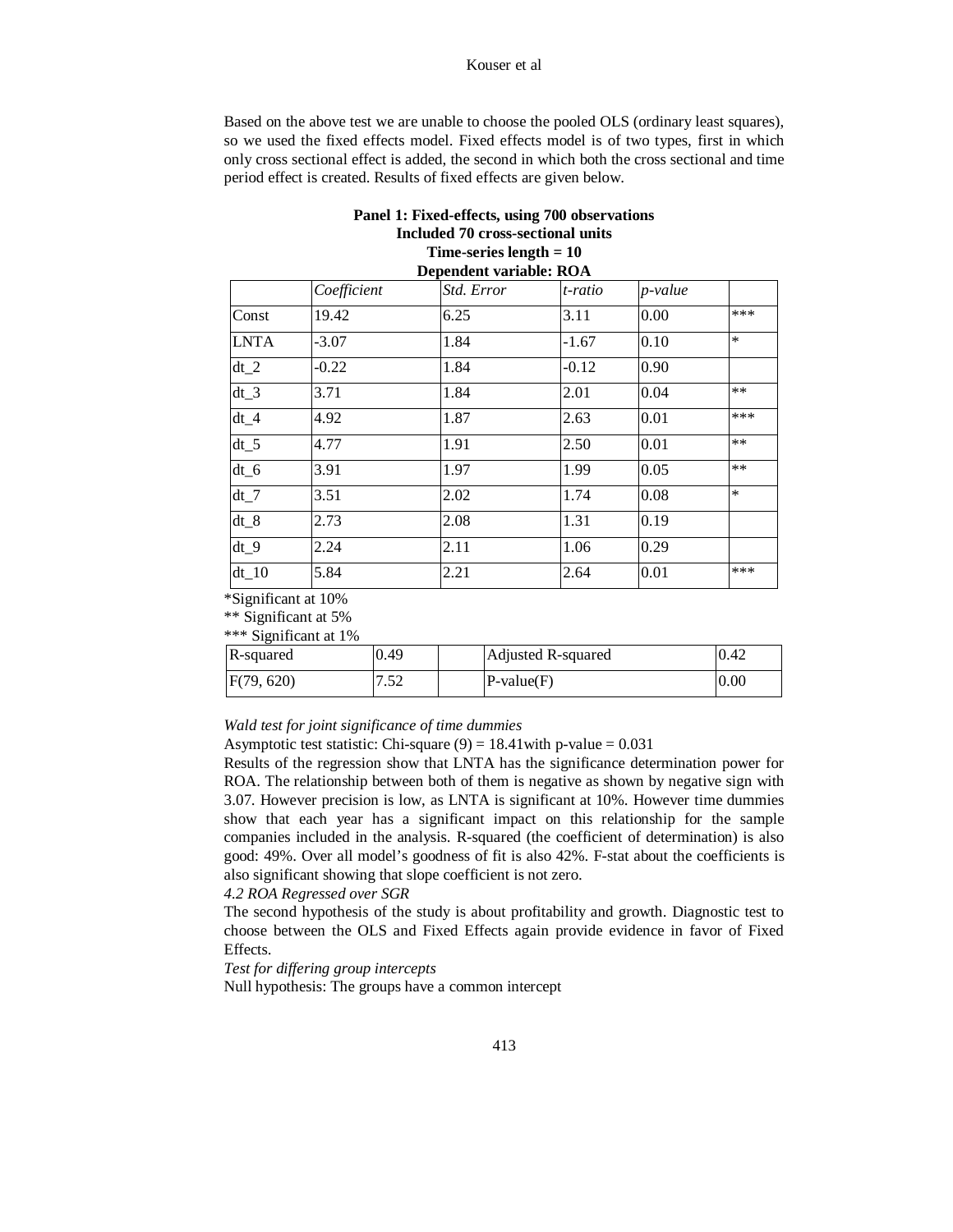Based on the above test we are unable to choose the pooled OLS (ordinary least squares), so we used the fixed effects model. Fixed effects model is of two types, first in which only cross sectional effect is added, the second in which both the cross sectional and time period effect is created. Results of fixed effects are given below.

**Panel 1: Fixed-effects, using 700 observations**
**Included 70 cross-sectional units**
**Time-series length = 10**
**Dependent variable: ROA**

| | *Coefficient* | *Std. Error* | *t-ratio* | *p-value* | |
|---|---|---|---|---|---|
| Const | 19.42 | 6.25 | 3.11 | 0.00 | *** |
| LNTA | -3.07 | 1.84 | -1.67 | 0.10 | * |
| dt_2 | -0.22 | 1.84 | -0.12 | 0.90 | |
| dt_3 | 3.71 | 1.84 | 2.01 | 0.04 | ** |
| dt_4 | 4.92 | 1.87 | 2.63 | 0.01 | *** |
| dt_5 | 4.77 | 1.91 | 2.50 | 0.01 | ** |
| dt_6 | 3.91 | 1.97 | 1.99 | 0.05 | ** |
| dt_7 | 3.51 | 2.02 | 1.74 | 0.08 | * |
| dt_8 | 2.73 | 2.08 | 1.31 | 0.19 | |
| dt_9 | 2.24 | 2.11 | 1.06 | 0.29 | |
| dt_10 | 5.84 | 2.21 | 2.64 | 0.01 | *** |

*Significant at 10%

** Significant at 5%

*** Significant at 1%

| R-squared | 0.49 | | Adjusted R-squared | 0.42 |
|---|---|---|---|---|
| F(79, 620) | 7.52 | | P-value(F) | 0.00 |

*Wald test for joint significance of time dummies*

Asymptotic test statistic: Chi-square (9) = 18.41with p-value = 0.031

Results of the regression show that LNTA has the significance determination power for ROA. The relationship between both of them is negative as shown by negative sign with 3.07. However precision is low, as LNTA is significant at 10%. However time dummies show that each year has a significant impact on this relationship for the sample companies included in the analysis. R-squared (the coefficient of determination) is also good: 49%. Over all model's goodness of fit is also 42%. F-stat about the coefficients is also significant showing that slope coefficient is not zero.

*4.2 ROA Regressed over SGR*

The second hypothesis of the study is about profitability and growth. Diagnostic test to choose between the OLS and Fixed Effects again provide evidence in favor of Fixed Effects.

*Test for differing group intercepts*

Null hypothesis: The groups have a common intercept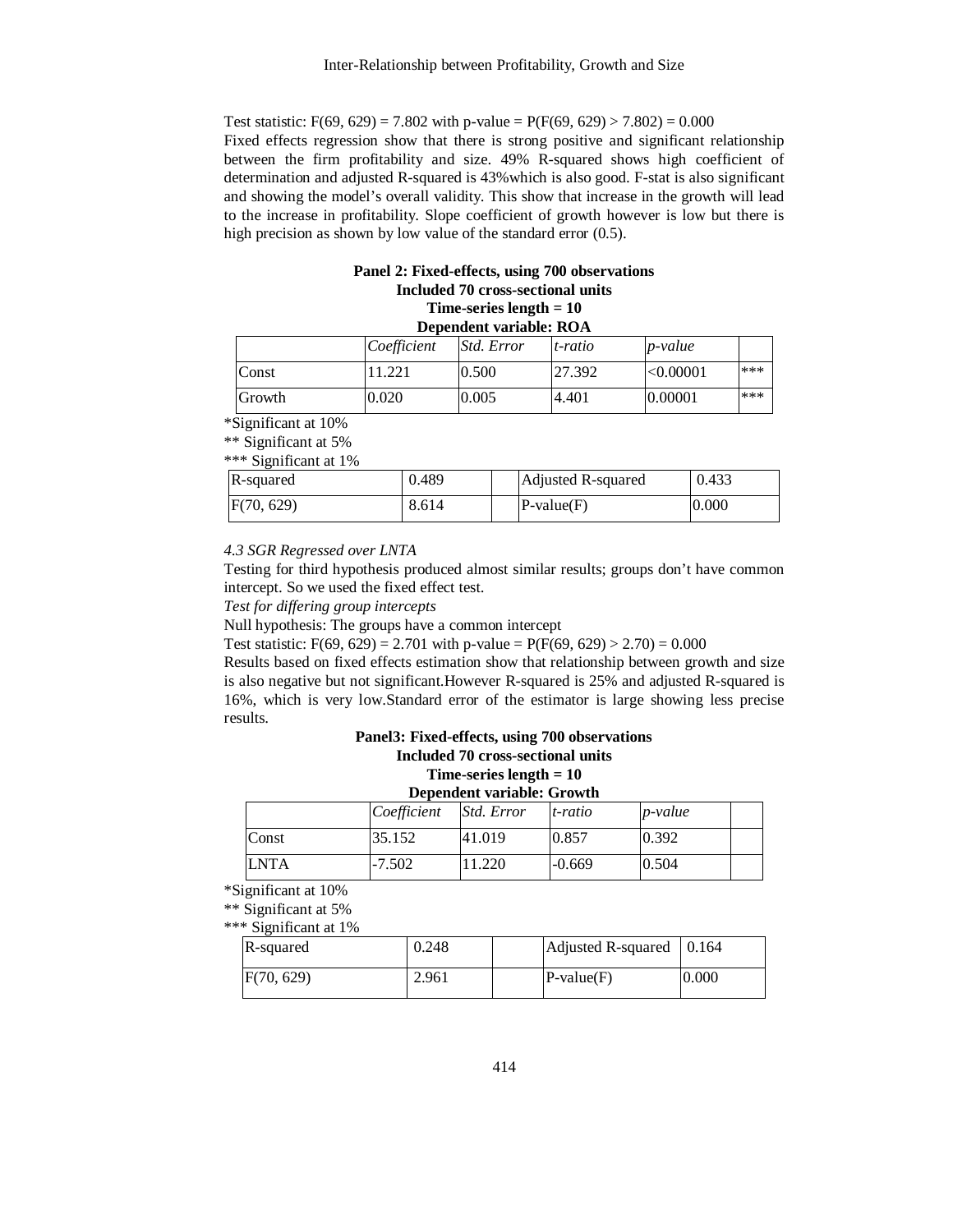Test statistic: $F(69, 629) = 7.802$ with p-value = $P(F(69, 629) > 7.802) = 0.000$

Fixed effects regression show that there is strong positive and significant relationship between the firm profitability and size. 49% R-squared shows high coefficient of determination and adjusted R-squared is 43%which is also good. F-stat is also significant and showing the model's overall validity. This show that increase in the growth will lead to the increase in profitability. Slope coefficient of growth however is low but there is high precision as shown by low value of the standard error (0.5).

**Panel 2: Fixed-effects, using 700 observations**
**Included 70 cross-sectional units**
**Time-series length = 10**
**Dependent variable: ROA**

| | *Coefficient* | *Std. Error* | *t-ratio* | *p-value* | |
|---|---|---|---|---|---|
| Const | 11.221 | 0.500 | 27.392 | <0.00001 | *** |
| Growth | 0.020 | 0.005 | 4.401 | 0.00001 | *** |

*Significant at 10%

** Significant at 5%

*** Significant at 1%

| R-squared | 0.489 | | Adjusted R-squared | 0.433 |
|---|---|---|---|---|
| F(70, 629) | 8.614 | | P-value(F) | 0.000 |

*4.3 SGR Regressed over LNTA*

Testing for third hypothesis produced almost similar results; groups don't have common intercept. So we used the fixed effect test.

*Test for differing group intercepts*

Null hypothesis: The groups have a common intercept

Test statistic: $F(69, 629) = 2.701$ with p-value = $P(F(69, 629) > 2.70) = 0.000$

Results based on fixed effects estimation show that relationship between growth and size is also negative but not significant.However R-squared is 25% and adjusted R-squared is 16%, which is very low.Standard error of the estimator is large showing less precise results.

**Panel3: Fixed-effects, using 700 observations**
**Included 70 cross-sectional units**
**Time-series length = 10**
**Dependent variable: Growth**

| | *Coefficient* | *Std. Error* | *t-ratio* | *p-value* | |
|---|---|---|---|---|---|
| Const | 35.152 | 41.019 | 0.857 | 0.392 | |
| LNTA | -7.502 | 11.220 | -0.669 | 0.504 | |

*Significant at 10%

** Significant at 5%

*** Significant at 1%

| R-squared | 0.248 | | Adjusted R-squared | 0.164 |
|---|---|---|---|---|
| F(70, 629) | 2.961 | | P-value(F) | 0.000 |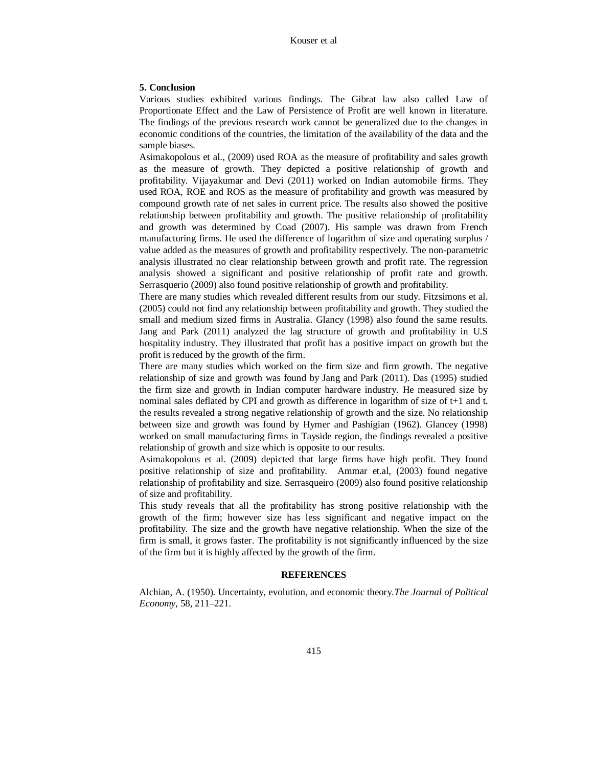## 5. Conclusion

Various studies exhibited various findings. The Gibrat law also called Law of Proportionate Effect and the Law of Persistence of Profit are well known in literature. The findings of the previous research work cannot be generalized due to the changes in economic conditions of the countries, the limitation of the availability of the data and the sample biases.

Asimakopolous et al., (2009) used ROA as the measure of profitability and sales growth as the measure of growth. They depicted a positive relationship of growth and profitability. Vijayakumar and Devi (2011) worked on Indian automobile firms. They used ROA, ROE and ROS as the measure of profitability and growth was measured by compound growth rate of net sales in current price. The results also showed the positive relationship between profitability and growth. The positive relationship of profitability and growth was determined by Coad (2007). His sample was drawn from French manufacturing firms. He used the difference of logarithm of size and operating surplus / value added as the measures of growth and profitability respectively. The non-parametric analysis illustrated no clear relationship between growth and profit rate. The regression analysis showed a significant and positive relationship of profit rate and growth. Serrasquerio (2009) also found positive relationship of growth and profitability.

There are many studies which revealed different results from our study. Fitzsimons et al. (2005) could not find any relationship between profitability and growth. They studied the small and medium sized firms in Australia. Glancy (1998) also found the same results. Jang and Park (2011) analyzed the lag structure of growth and profitability in U.S hospitality industry. They illustrated that profit has a positive impact on growth but the profit is reduced by the growth of the firm.

There are many studies which worked on the firm size and firm growth. The negative relationship of size and growth was found by Jang and Park (2011). Das (1995) studied the firm size and growth in Indian computer hardware industry. He measured size by nominal sales deflated by CPI and growth as difference in logarithm of size of t+1 and t. the results revealed a strong negative relationship of growth and the size. No relationship between size and growth was found by Hymer and Pashigian (1962). Glancey (1998) worked on small manufacturing firms in Tayside region, the findings revealed a positive relationship of growth and size which is opposite to our results.

Asimakopolous et al. (2009) depicted that large firms have high profit. They found positive relationship of size and profitability. Ammar et.al, (2003) found negative relationship of profitability and size. Serrasqueiro (2009) also found positive relationship of size and profitability.

This study reveals that all the profitability has strong positive relationship with the growth of the firm; however size has less significant and negative impact on the profitability. The size and the growth have negative relationship. When the size of the firm is small, it grows faster. The profitability is not significantly influenced by the size of the firm but it is highly affected by the growth of the firm.

## REFERENCES

Alchian, A. (1950). Uncertainty, evolution, and economic theory.*The Journal of Political Economy*, 58, 211–221.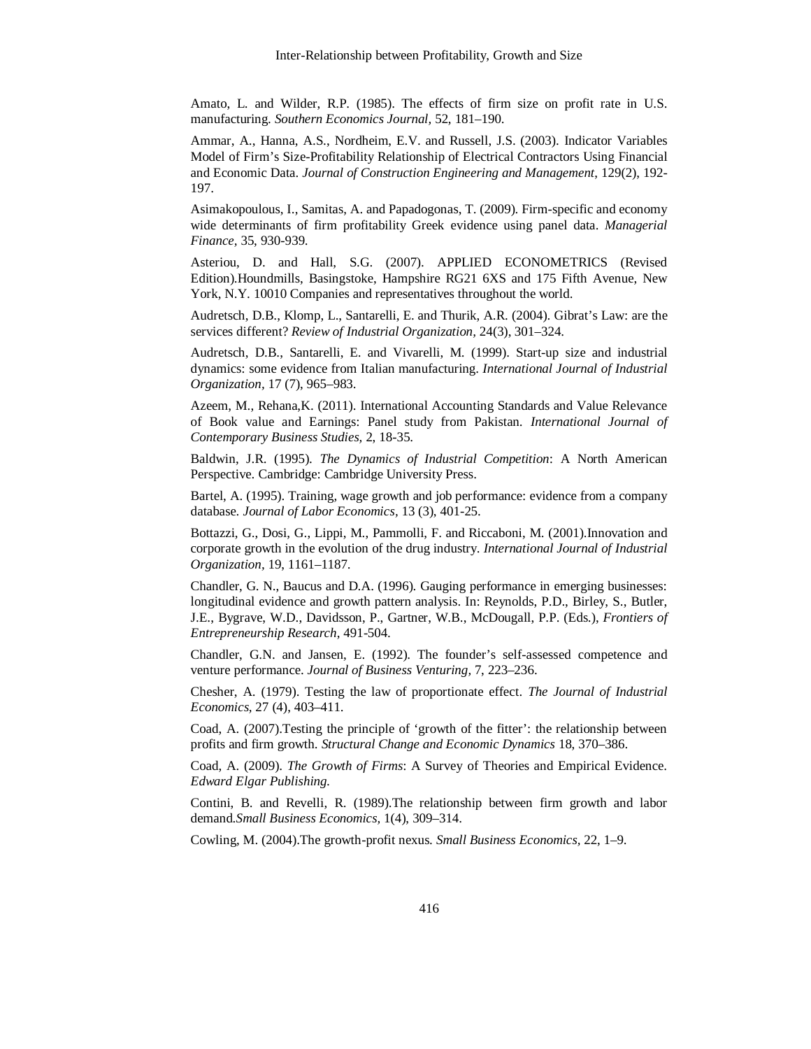Amato, L. and Wilder, R.P. (1985). The effects of firm size on profit rate in U.S. manufacturing. *Southern Economics Journal,* 52, 181–190.

Ammar, A., Hanna, A.S., Nordheim, E.V. and Russell, J.S. (2003). Indicator Variables Model of Firm's Size-Profitability Relationship of Electrical Contractors Using Financial and Economic Data. *Journal of Construction Engineering and Management*, 129(2), 192-197.

Asimakopoulous, I., Samitas, A. and Papadogonas, T. (2009). Firm-specific and economy wide determinants of firm profitability Greek evidence using panel data. *Managerial Finance,* 35, 930-939.

Asteriou, D. and Hall, S.G. (2007). APPLIED ECONOMETRICS (Revised Edition).Houndmills, Basingstoke, Hampshire RG21 6XS and 175 Fifth Avenue, New York, N.Y. 10010 Companies and representatives throughout the world.

Audretsch, D.B., Klomp, L., Santarelli, E. and Thurik, A.R. (2004). Gibrat's Law: are the services different? *Review of Industrial Organization,* 24(3), 301–324.

Audretsch, D.B., Santarelli, E. and Vivarelli, M. (1999). Start-up size and industrial dynamics: some evidence from Italian manufacturing. *International Journal of Industrial Organization,* 17 (7), 965–983.

Azeem, M., Rehana,K. (2011). International Accounting Standards and Value Relevance of Book value and Earnings: Panel study from Pakistan. *International Journal of Contemporary Business Studies,* 2, 18-35.

Baldwin, J.R. (1995). *The Dynamics of Industrial Competition*: A North American Perspective. Cambridge: Cambridge University Press.

Bartel, A. (1995). Training, wage growth and job performance: evidence from a company database. *Journal of Labor Economics,* 13 (3), 401-25.

Bottazzi, G., Dosi, G., Lippi, M., Pammolli, F. and Riccaboni, M. (2001).Innovation and corporate growth in the evolution of the drug industry. *International Journal of Industrial Organization,* 19, 1161–1187.

Chandler, G. N., Baucus and D.A. (1996). Gauging performance in emerging businesses: longitudinal evidence and growth pattern analysis. In: Reynolds, P.D., Birley, S., Butler, J.E., Bygrave, W.D., Davidsson, P., Gartner, W.B., McDougall, P.P. (Eds.), *Frontiers of Entrepreneurship Research*, 491-504.

Chandler, G.N. and Jansen, E. (1992). The founder's self-assessed competence and venture performance. *Journal of Business Venturing,* 7, 223–236.

Chesher, A. (1979). Testing the law of proportionate effect. *The Journal of Industrial Economics,* 27 (4), 403–411.

Coad, A. (2007).Testing the principle of 'growth of the fitter': the relationship between profits and firm growth. *Structural Change and Economic Dynamics* 18, 370–386.

Coad, A. (2009). *The Growth of Firms*: A Survey of Theories and Empirical Evidence. *Edward Elgar Publishing.*

Contini, B. and Revelli, R. (1989).The relationship between firm growth and labor demand.*Small Business Economics,* 1(4), 309–314.

Cowling, M. (2004).The growth-profit nexus. *Small Business Economics,* 22, 1–9.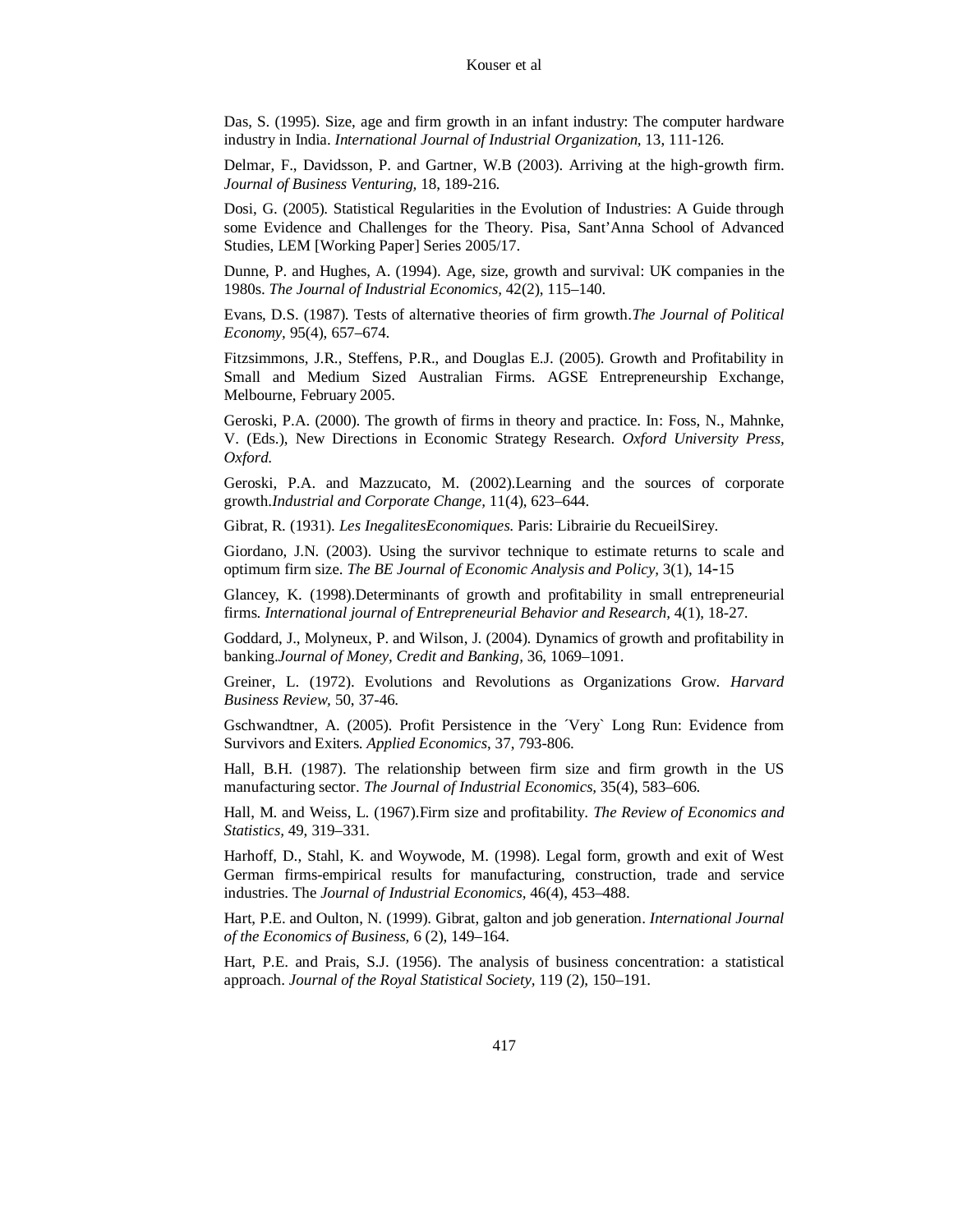Das, S. (1995). Size, age and firm growth in an infant industry: The computer hardware industry in India. *International Journal of Industrial Organization,* 13, 111-126.

Delmar, F., Davidsson, P. and Gartner, W.B (2003). Arriving at the high-growth firm. *Journal of Business Venturing,* 18, 189-216.

Dosi, G. (2005). Statistical Regularities in the Evolution of Industries: A Guide through some Evidence and Challenges for the Theory. Pisa, Sant'Anna School of Advanced Studies, LEM [Working Paper] Series 2005/17.

Dunne, P. and Hughes, A. (1994). Age, size, growth and survival: UK companies in the 1980s. *The Journal of Industrial Economics,* 42(2), 115–140.

Evans, D.S. (1987). Tests of alternative theories of firm growth.*The Journal of Political Economy,* 95(4), 657–674.

Fitzsimmons, J.R., Steffens, P.R., and Douglas E.J. (2005). Growth and Profitability in Small and Medium Sized Australian Firms. AGSE Entrepreneurship Exchange, Melbourne, February 2005.

Geroski, P.A. (2000). The growth of firms in theory and practice. In: Foss, N., Mahnke, V. (Eds.), New Directions in Economic Strategy Research. *Oxford University Press, Oxford.*

Geroski, P.A. and Mazzucato, M. (2002).Learning and the sources of corporate growth.*Industrial and Corporate Change,* 11(4), 623–644.

Gibrat, R. (1931). *Les InegalitesEconomiques.* Paris: Librairie du RecueilSirey.

Giordano, J.N. (2003). Using the survivor technique to estimate returns to scale and optimum firm size. *The BE Journal of Economic Analysis and Policy,* 3(1), 14-15

Glancey, K. (1998).Determinants of growth and profitability in small entrepreneurial firms. *International journal of Entrepreneurial Behavior and Research,* 4(1), 18-27.

Goddard, J., Molyneux, P. and Wilson, J. (2004). Dynamics of growth and profitability in banking.*Journal of Money, Credit and Banking,* 36, 1069–1091.

Greiner, L. (1972). Evolutions and Revolutions as Organizations Grow. *Harvard Business Review,* 50, 37-46.

Gschwandtner, A. (2005). Profit Persistence in the ´Very` Long Run: Evidence from Survivors and Exiters. *Applied Economics,* 37, 793-806.

Hall, B.H. (1987). The relationship between firm size and firm growth in the US manufacturing sector. *The Journal of Industrial Economics,* 35(4), 583–606.

Hall, M. and Weiss, L. (1967).Firm size and profitability. *The Review of Economics and Statistics,* 49, 319–331.

Harhoff, D., Stahl, K. and Woywode, M. (1998). Legal form, growth and exit of West German firms-empirical results for manufacturing, construction, trade and service industries. The *Journal of Industrial Economics,* 46(4), 453–488.

Hart, P.E. and Oulton, N. (1999). Gibrat, galton and job generation. *International Journal of the Economics of Business,* 6 (2), 149–164.

Hart, P.E. and Prais, S.J. (1956). The analysis of business concentration: a statistical approach. *Journal of the Royal Statistical Society,* 119 (2), 150–191.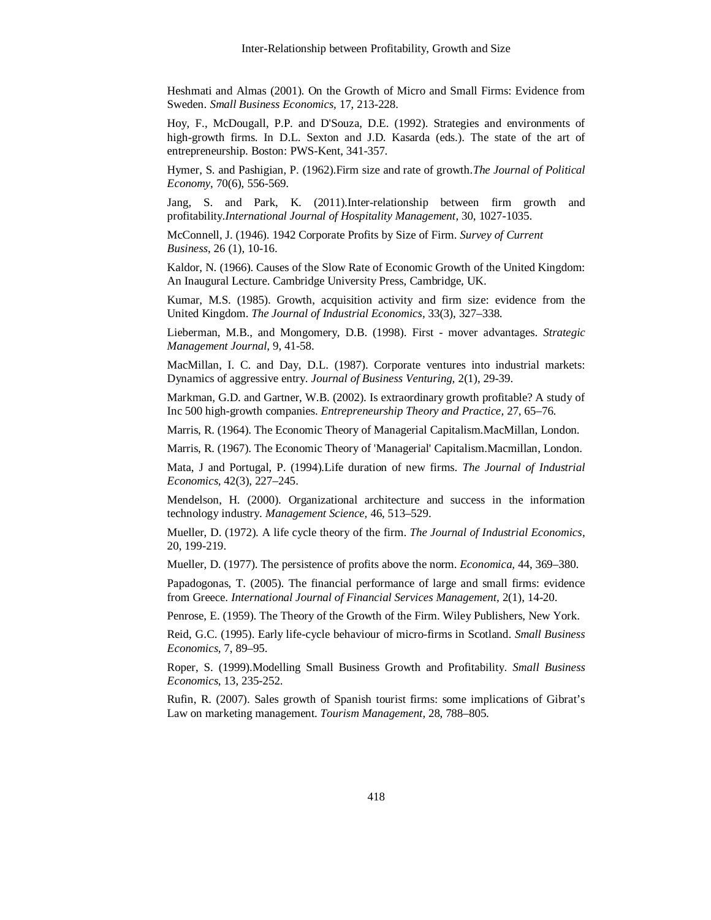Heshmati and Almas (2001). On the Growth of Micro and Small Firms: Evidence from Sweden. *Small Business Economics*, 17, 213-228.

Hoy, F., McDougall, P.P. and D'Souza, D.E. (1992). Strategies and environments of high-growth firms. In D.L. Sexton and J.D. Kasarda (eds.). The state of the art of entrepreneurship. Boston: PWS-Kent, 341-357.

Hymer, S. and Pashigian, P. (1962).Firm size and rate of growth.*The Journal of Political Economy*, 70(6), 556-569.

Jang, S. and Park, K. (2011).Inter-relationship between firm growth and profitability.*International Journal of Hospitality Management*, 30, 1027-1035.

McConnell, J. (1946). 1942 Corporate Profits by Size of Firm. *Survey of Current Business*, 26 (1), 10-16.

Kaldor, N. (1966). Causes of the Slow Rate of Economic Growth of the United Kingdom: An Inaugural Lecture. Cambridge University Press, Cambridge, UK.

Kumar, M.S. (1985). Growth, acquisition activity and firm size: evidence from the United Kingdom. *The Journal of Industrial Economics*, 33(3), 327–338.

Lieberman, M.B., and Mongomery, D.B. (1998). First - mover advantages. *Strategic Management Journal*, 9, 41-58.

MacMillan, I. C. and Day, D.L. (1987). Corporate ventures into industrial markets: Dynamics of aggressive entry. *Journal of Business Venturing*, 2(1), 29-39.

Markman, G.D. and Gartner, W.B. (2002). Is extraordinary growth profitable? A study of Inc 500 high-growth companies. *Entrepreneurship Theory and Practice*, 27, 65–76.

Marris, R. (1964). The Economic Theory of Managerial Capitalism.MacMillan, London.

Marris, R. (1967). The Economic Theory of 'Managerial' Capitalism.Macmillan, London.

Mata, J and Portugal, P. (1994).Life duration of new firms. *The Journal of Industrial Economics*, 42(3), 227–245.

Mendelson, H. (2000). Organizational architecture and success in the information technology industry. *Management Science*, 46, 513–529.

Mueller, D. (1972). A life cycle theory of the firm. *The Journal of Industrial Economics*, 20, 199-219.

Mueller, D. (1977). The persistence of profits above the norm. *Economica*, 44, 369–380.

Papadogonas, T. (2005). The financial performance of large and small firms: evidence from Greece. *International Journal of Financial Services Management*, 2(1), 14-20.

Penrose, E. (1959). The Theory of the Growth of the Firm. Wiley Publishers, New York.

Reid, G.C. (1995). Early life-cycle behaviour of micro-firms in Scotland. *Small Business Economics*, 7, 89–95.

Roper, S. (1999).Modelling Small Business Growth and Profitability. *Small Business Economics*, 13, 235-252.

Rufin, R. (2007). Sales growth of Spanish tourist firms: some implications of Gibrat's Law on marketing management. *Tourism Management*, 28, 788–805.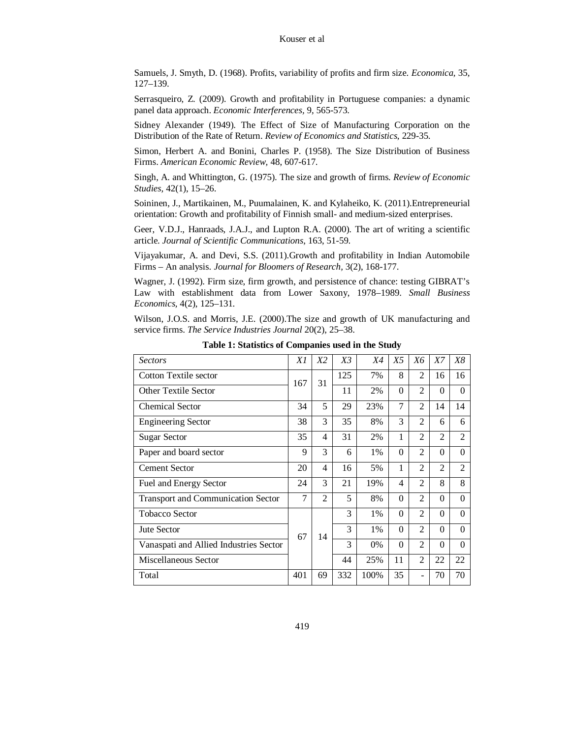Samuels, J. Smyth, D. (1968). Profits, variability of profits and firm size. *Economica*, 35, 127–139.

Serrasqueiro, Z. (2009). Growth and profitability in Portuguese companies: a dynamic panel data approach. *Economic Interferences*, 9, 565-573.

Sidney Alexander (1949). The Effect of Size of Manufacturing Corporation on the Distribution of the Rate of Return. *Review of Economics and Statistics*, 229-35.

Simon, Herbert A. and Bonini, Charles P. (1958). The Size Distribution of Business Firms. *American Economic Review*, 48, 607-617.

Singh, A. and Whittington, G. (1975). The size and growth of firms. *Review of Economic Studies*, 42(1), 15–26.

Soininen, J., Martikainen, M., Puumalainen, K. and Kylaheiko, K. (2011).Entrepreneurial orientation: Growth and profitability of Finnish small- and medium-sized enterprises.

Geer, V.D.J., Hanraads, J.A.J., and Lupton R.A. (2000). The art of writing a scientific article. *Journal of Scientific Communications*, 163, 51-59.

Vijayakumar, A. and Devi, S.S. (2011).Growth and profitability in Indian Automobile Firms – An analysis. *Journal for Bloomers of Research*, 3(2), 168-177.

Wagner, J. (1992). Firm size, firm growth, and persistence of chance: testing GIBRAT's Law with establishment data from Lower Saxony, 1978–1989. *Small Business Economics*, 4(2), 125–131.

Wilson, J.O.S. and Morris, J.E. (2000).The size and growth of UK manufacturing and service firms. *The Service Industries Journal* 20(2), 25–38.

**Table 1: Statistics of Companies used in the Study**

| *Sectors* | *X1* | *X2* | *X3* | *X4* | *X5* | *X6* | *X7* | *X8* |
|---|---|---|---|---|---|---|---|---|
| Cotton Textile sector | 167 | 31 | 125 | 7% | 8 | 2 | 16 | 16 |
| Other Textile Sector | | | 11 | 2% | 0 | 2 | 0 | 0 |
| Chemical Sector | 34 | 5 | 29 | 23% | 7 | 2 | 14 | 14 |
| Engineering Sector | 38 | 3 | 35 | 8% | 3 | 2 | 6 | 6 |
| Sugar Sector | 35 | 4 | 31 | 2% | 1 | 2 | 2 | 2 |
| Paper and board sector | 9 | 3 | 6 | 1% | 0 | 2 | 0 | 0 |
| Cement Sector | 20 | 4 | 16 | 5% | 1 | 2 | 2 | 2 |
| Fuel and Energy Sector | 24 | 3 | 21 | 19% | 4 | 2 | 8 | 8 |
| Transport and Communication Sector | 7 | 2 | 5 | 8% | 0 | 2 | 0 | 0 |
| Tobacco Sector | 67 | 14 | 3 | 1% | 0 | 2 | 0 | 0 |
| Jute Sector | | | 3 | 1% | 0 | 2 | 0 | 0 |
| Vanaspati and Allied Industries Sector | | | 3 | 0% | 0 | 2 | 0 | 0 |
| Miscellaneous Sector | | | 44 | 25% | 11 | 2 | 22 | 22 |
| Total | 401 | 69 | 332 | 100% | 35 | - | 70 | 70 |